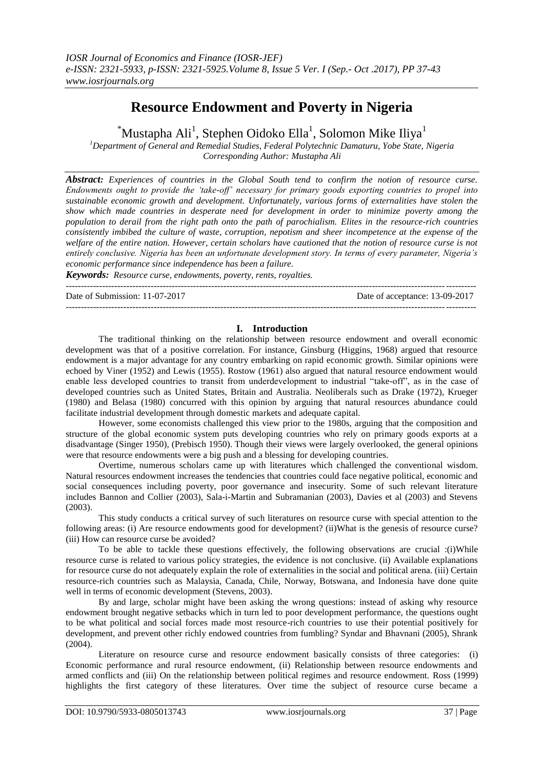# Resource Endowment and Poverty in Nigeria

*Mustapha Ali[1], Stephen Oidoko Ella[1], Solomon Mike Iliya[1]

[1]Department of General and Remedial Studies, Federal Polytechnic Damaturu, Yobe State, Nigeria

Corresponding Author: Mustapha Ali

***Abstract:*** *Experiences of countries in the Global South tend to confirm the notion of resource curse. Endowments ought to provide the 'take-off" necessary for primary goods exporting countries to propel into sustainable economic growth and development. Unfortunately, various forms of externalities have stolen the show which made countries in desperate need for development in order to minimize poverty among the population to derail from the right path onto the path of parochialism. Elites in the resource-rich countries consistently imbibed the culture of waste, corruption, nepotism and sheer incompetence at the expense of the welfare of the entire nation. However, certain scholars have cautioned that the notion of resource curse is not entirely conclusive. Nigeria has been an unfortunate development story. In terms of every parameter, Nigeria's economic performance since independence has been a failure.*

***Keywords:*** *Resource curse, endowments, poverty, rents, royalties.*

Date of Submission: 11-07-2017 Date of acceptance: 13-09-2017

## I. Introduction

The traditional thinking on the relationship between resource endowment and overall economic development was that of a positive correlation. For instance, Ginsburg (Higgins, 1968) argued that resource endowment is a major advantage for any country embarking on rapid economic growth. Similar opinions were echoed by Viner (1952) and Lewis (1955). Rostow (1961) also argued that natural resource endowment would enable less developed countries to transit from underdevelopment to industrial "take-off", as in the case of developed countries such as United States, Britain and Australia. Neoliberals such as Drake (1972), Krueger (1980) and Belasa (1980) concurred with this opinion by arguing that natural resources abundance could facilitate industrial development through domestic markets and adequate capital.

However, some economists challenged this view prior to the 1980s, arguing that the composition and structure of the global economic system puts developing countries who rely on primary goods exports at a disadvantage (Singer 1950), (Prebisch 1950). Though their views were largely overlooked, the general opinions were that resource endowments were a big push and a blessing for developing countries.

Overtime, numerous scholars came up with literatures which challenged the conventional wisdom. Natural resources endowment increases the tendencies that countries could face negative political, economic and social consequences including poverty, poor governance and insecurity. Some of such relevant literature includes Bannon and Collier (2003), Sala-i-Martin and Subramanian (2003), Davies et al (2003) and Stevens (2003).

This study conducts a critical survey of such literatures on resource curse with special attention to the following areas: (i) Are resource endowments good for development? (ii)What is the genesis of resource curse? (iii) How can resource curse be avoided?

To be able to tackle these questions effectively, the following observations are crucial :(i)While resource curse is related to various policy strategies, the evidence is not conclusive. (ii) Available explanations for resource curse do not adequately explain the role of externalities in the social and political arena. (iii) Certain resource-rich countries such as Malaysia, Canada, Chile, Norway, Botswana, and Indonesia have done quite well in terms of economic development (Stevens, 2003).

By and large, scholar might have been asking the wrong questions: instead of asking why resource endowment brought negative setbacks which in turn led to poor development performance, the questions ought to be what political and social forces made most resource-rich countries to use their potential positively for development, and prevent other richly endowed countries from fumbling? Syndar and Bhavnani (2005), Shrank (2004).

Literature on resource curse and resource endowment basically consists of three categories: (i) Economic performance and rural resource endowment, (ii) Relationship between resource endowments and armed conflicts and (iii) On the relationship between political regimes and resource endowment. Ross (1999) highlights the first category of these literatures. Over time the subject of resource curse became a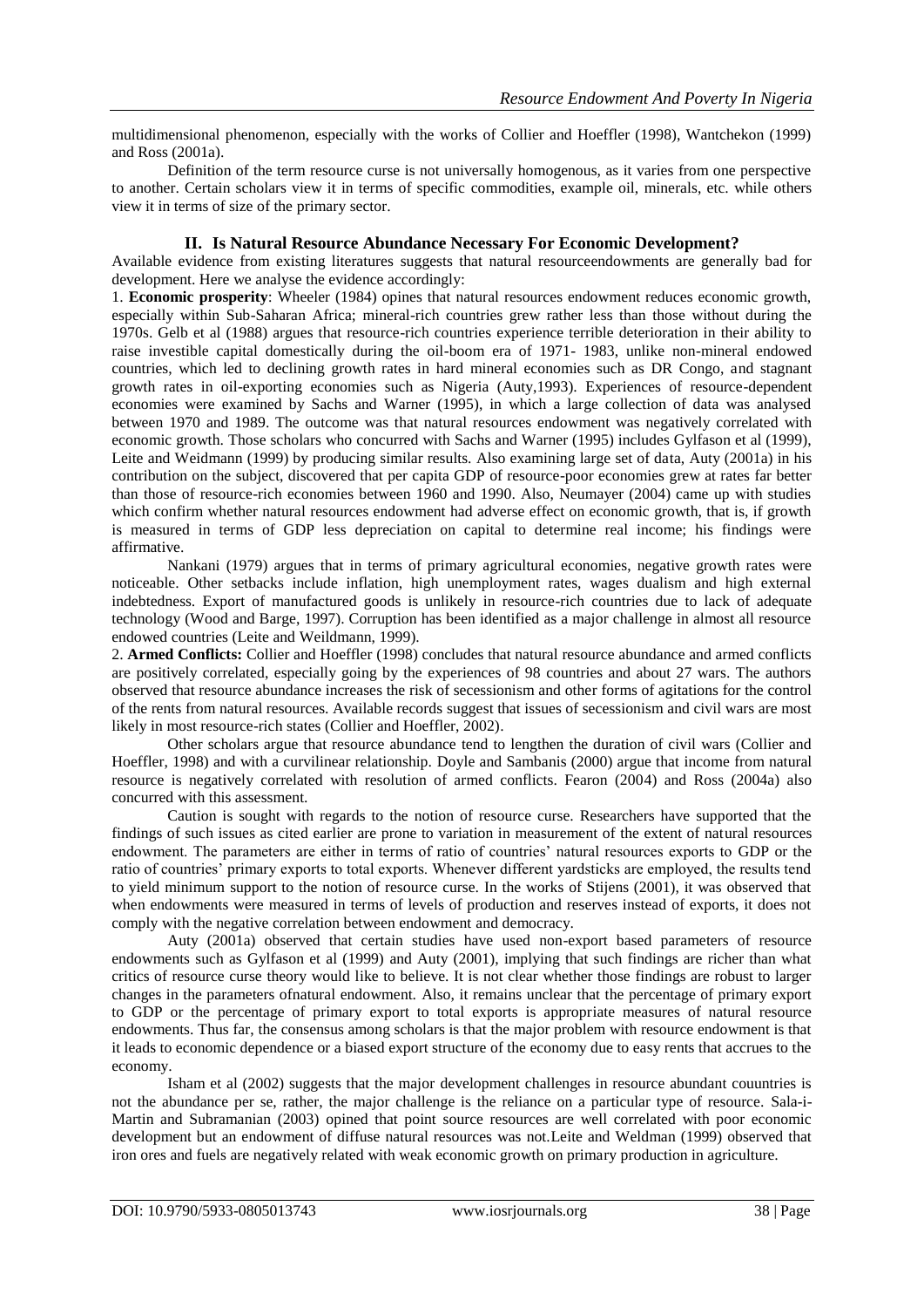multidimensional phenomenon, especially with the works of Collier and Hoeffler (1998), Wantchekon (1999) and Ross (2001a).

Definition of the term resource curse is not universally homogenous, as it varies from one perspective to another. Certain scholars view it in terms of specific commodities, example oil, minerals, etc. while others view it in terms of size of the primary sector.

## II. Is Natural Resource Abundance Necessary For Economic Development?

Available evidence from existing literatures suggests that natural resourceendowments are generally bad for development. Here we analyse the evidence accordingly:

1. **Economic prosperity**: Wheeler (1984) opines that natural resources endowment reduces economic growth, especially within Sub-Saharan Africa; mineral-rich countries grew rather less than those without during the 1970s. Gelb et al (1988) argues that resource-rich countries experience terrible deterioration in their ability to raise investible capital domestically during the oil-boom era of 1971- 1983, unlike non-mineral endowed countries, which led to declining growth rates in hard mineral economies such as DR Congo, and stagnant growth rates in oil-exporting economies such as Nigeria (Auty,1993). Experiences of resource-dependent economies were examined by Sachs and Warner (1995), in which a large collection of data was analysed between 1970 and 1989. The outcome was that natural resources endowment was negatively correlated with economic growth. Those scholars who concurred with Sachs and Warner (1995) includes Gylfason et al (1999), Leite and Weidmann (1999) by producing similar results. Also examining large set of data, Auty (2001a) in his contribution on the subject, discovered that per capita GDP of resource-poor economies grew at rates far better than those of resource-rich economies between 1960 and 1990. Also, Neumayer (2004) came up with studies which confirm whether natural resources endowment had adverse effect on economic growth, that is, if growth is measured in terms of GDP less depreciation on capital to determine real income; his findings were affirmative.

Nankani (1979) argues that in terms of primary agricultural economies, negative growth rates were noticeable. Other setbacks include inflation, high unemployment rates, wages dualism and high external indebtedness. Export of manufactured goods is unlikely in resource-rich countries due to lack of adequate technology (Wood and Barge, 1997). Corruption has been identified as a major challenge in almost all resource endowed countries (Leite and Weildmann, 1999).

2. **Armed Conflicts:** Collier and Hoeffler (1998) concludes that natural resource abundance and armed conflicts are positively correlated, especially going by the experiences of 98 countries and about 27 wars. The authors observed that resource abundance increases the risk of secessionism and other forms of agitations for the control of the rents from natural resources. Available records suggest that issues of secessionism and civil wars are most likely in most resource-rich states (Collier and Hoeffler, 2002).

Other scholars argue that resource abundance tend to lengthen the duration of civil wars (Collier and Hoeffler, 1998) and with a curvilinear relationship. Doyle and Sambanis (2000) argue that income from natural resource is negatively correlated with resolution of armed conflicts. Fearon (2004) and Ross (2004a) also concurred with this assessment.

Caution is sought with regards to the notion of resource curse. Researchers have supported that the findings of such issues as cited earlier are prone to variation in measurement of the extent of natural resources endowment. The parameters are either in terms of ratio of countries' natural resources exports to GDP or the ratio of countries' primary exports to total exports. Whenever different yardsticks are employed, the results tend to yield minimum support to the notion of resource curse. In the works of Stijens (2001), it was observed that when endowments were measured in terms of levels of production and reserves instead of exports, it does not comply with the negative correlation between endowment and democracy.

Auty (2001a) observed that certain studies have used non-export based parameters of resource endowments such as Gylfason et al (1999) and Auty (2001), implying that such findings are richer than what critics of resource curse theory would like to believe. It is not clear whether those findings are robust to larger changes in the parameters ofnatural endowment. Also, it remains unclear that the percentage of primary export to GDP or the percentage of primary export to total exports is appropriate measures of natural resource endowments. Thus far, the consensus among scholars is that the major problem with resource endowment is that it leads to economic dependence or a biased export structure of the economy due to easy rents that accrues to the economy.

Isham et al (2002) suggests that the major development challenges in resource abundant couuntries is not the abundance per se, rather, the major challenge is the reliance on a particular type of resource. Sala-i-Martin and Subramanian (2003) opined that point source resources are well correlated with poor economic development but an endowment of diffuse natural resources was not.Leite and Weldman (1999) observed that iron ores and fuels are negatively related with weak economic growth on primary production in agriculture.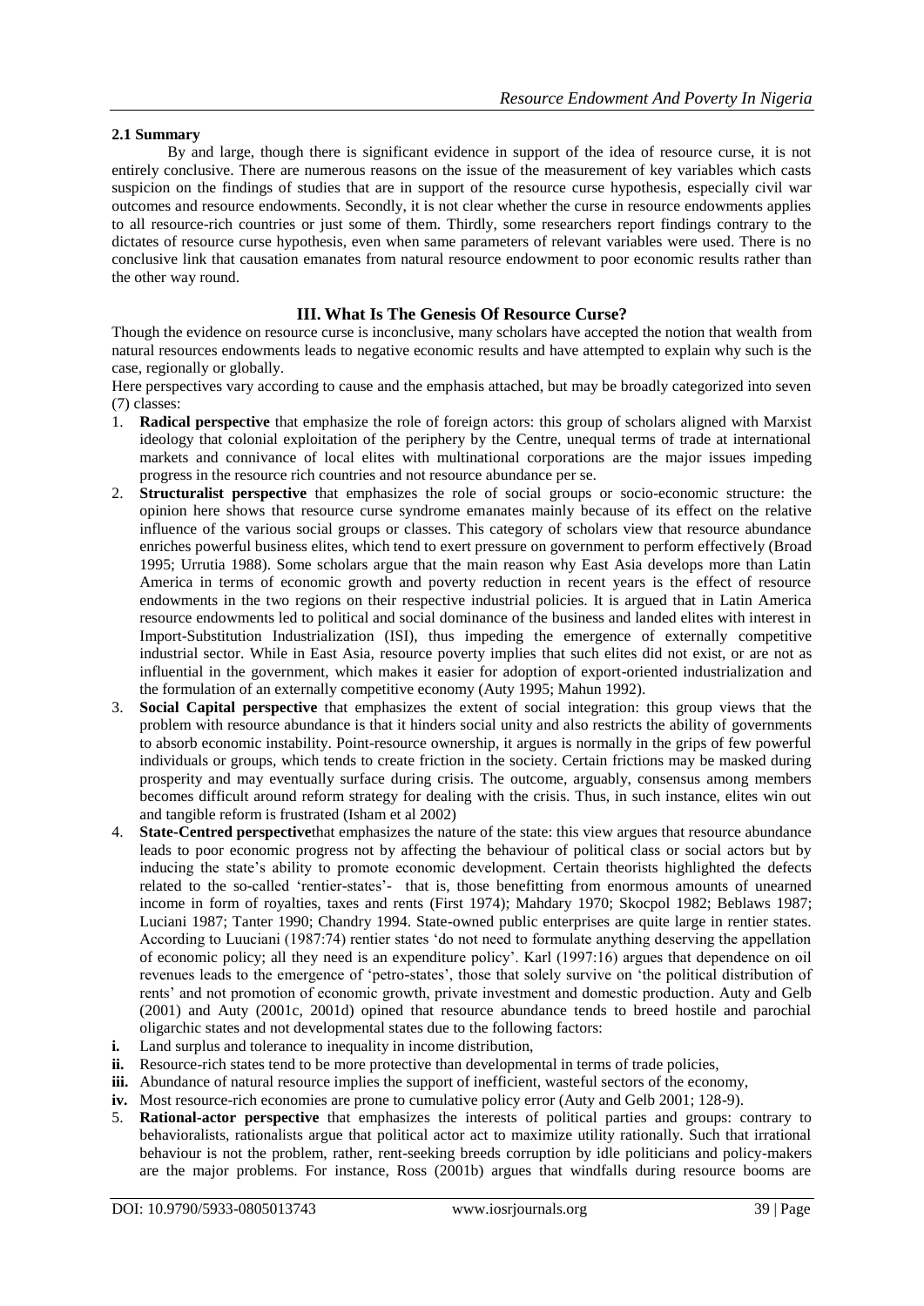### 2.1 Summary

By and large, though there is significant evidence in support of the idea of resource curse, it is not entirely conclusive. There are numerous reasons on the issue of the measurement of key variables which casts suspicion on the findings of studies that are in support of the resource curse hypothesis, especially civil war outcomes and resource endowments. Secondly, it is not clear whether the curse in resource endowments applies to all resource-rich countries or just some of them. Thirdly, some researchers report findings contrary to the dictates of resource curse hypothesis, even when same parameters of relevant variables were used. There is no conclusive link that causation emanates from natural resource endowment to poor economic results rather than the other way round.

## III. What Is The Genesis Of Resource Curse?

Though the evidence on resource curse is inconclusive, many scholars have accepted the notion that wealth from natural resources endowments leads to negative economic results and have attempted to explain why such is the case, regionally or globally.

Here perspectives vary according to cause and the emphasis attached, but may be broadly categorized into seven (7) classes:

1. **Radical perspective** that emphasize the role of foreign actors: this group of scholars aligned with Marxist ideology that colonial exploitation of the periphery by the Centre, unequal terms of trade at international markets and connivance of local elites with multinational corporations are the major issues impeding progress in the resource rich countries and not resource abundance per se.
2. **Structuralist perspective** that emphasizes the role of social groups or socio-economic structure: the opinion here shows that resource curse syndrome emanates mainly because of its effect on the relative influence of the various social groups or classes. This category of scholars view that resource abundance enriches powerful business elites, which tend to exert pressure on government to perform effectively (Broad 1995; Urrutia 1988). Some scholars argue that the main reason why East Asia develops more than Latin America in terms of economic growth and poverty reduction in recent years is the effect of resource endowments in the two regions on their respective industrial policies. It is argued that in Latin America resource endowments led to political and social dominance of the business and landed elites with interest in Import-Substitution Industrialization (ISI), thus impeding the emergence of externally competitive industrial sector. While in East Asia, resource poverty implies that such elites did not exist, or are not as influential in the government, which makes it easier for adoption of export-oriented industrialization and the formulation of an externally competitive economy (Auty 1995; Mahun 1992).
3. **Social Capital perspective** that emphasizes the extent of social integration: this group views that the problem with resource abundance is that it hinders social unity and also restricts the ability of governments to absorb economic instability. Point-resource ownership, it argues is normally in the grips of few powerful individuals or groups, which tends to create friction in the society. Certain frictions may be masked during prosperity and may eventually surface during crisis. The outcome, arguably, consensus among members becomes difficult around reform strategy for dealing with the crisis. Thus, in such instance, elites win out and tangible reform is frustrated (Isham et al 2002)
4. **State-Centred perspective**that emphasizes the nature of the state: this view argues that resource abundance leads to poor economic progress not by affecting the behaviour of political class or social actors but by inducing the state's ability to promote economic development. Certain theorists highlighted the defects related to the so-called 'rentier-states'- that is, those benefitting from enormous amounts of unearned income in form of royalties, taxes and rents (First 1974); Mahdary 1970; Skocpol 1982; Beblaws 1987; Luciani 1987; Tanter 1990; Chandry 1994. State-owned public enterprises are quite large in rentier states. According to Luuciani (1987:74) rentier states 'do not need to formulate anything deserving the appellation of economic policy; all they need is an expenditure policy'. Karl (1997:16) argues that dependence on oil revenues leads to the emergence of 'petro-states', those that solely survive on 'the political distribution of rents' and not promotion of economic growth, private investment and domestic production. Auty and Gelb (2001) and Auty (2001c, 2001d) opined that resource abundance tends to breed hostile and parochial oligarchic states and not developmental states due to the following factors:

   i. Land surplus and tolerance to inequality in income distribution,
   ii. Resource-rich states tend to be more protective than developmental in terms of trade policies,
   iii. Abundance of natural resource implies the support of inefficient, wasteful sectors of the economy,
   iv. Most resource-rich economies are prone to cumulative policy error (Auty and Gelb 2001; 128-9).

5. **Rational-actor perspective** that emphasizes the interests of political parties and groups: contrary to behavioralists, rationalists argue that political actor act to maximize utility rationally. Such that irrational behaviour is not the problem, rather, rent-seeking breeds corruption by idle politicians and policy-makers are the major problems. For instance, Ross (2001b) argues that windfalls during resource booms are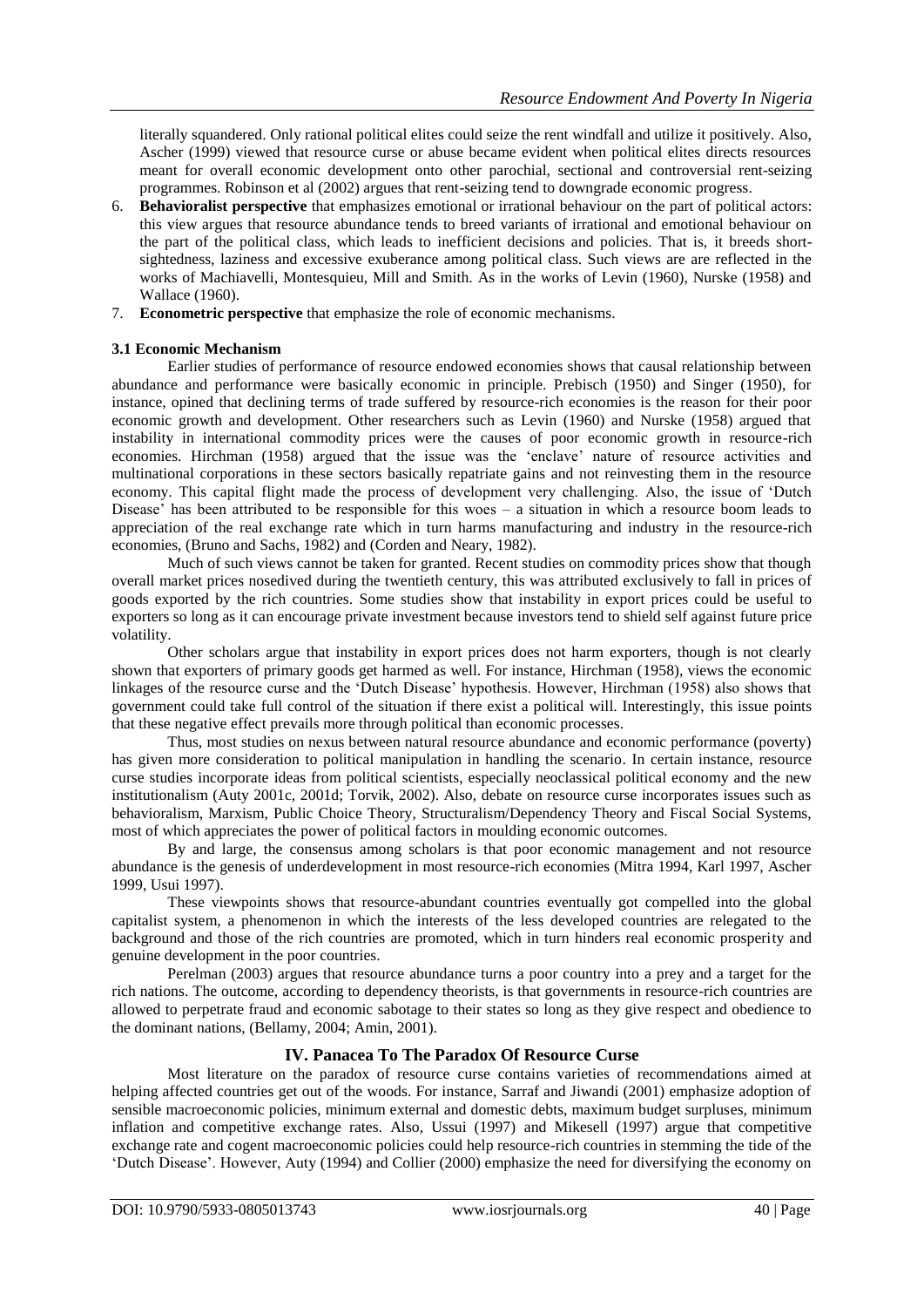literally squandered. Only rational political elites could seize the rent windfall and utilize it positively. Also, Ascher (1999) viewed that resource curse or abuse became evident when political elites directs resources meant for overall economic development onto other parochial, sectional and controversial rent-seizing programmes. Robinson et al (2002) argues that rent-seizing tend to downgrade economic progress.

6. **Behavioralist perspective** that emphasizes emotional or irrational behaviour on the part of political actors: this view argues that resource abundance tends to breed variants of irrational and emotional behaviour on the part of the political class, which leads to inefficient decisions and policies. That is, it breeds short-sightedness, laziness and excessive exuberance among political class. Such views are are reflected in the works of Machiavelli, Montesquieu, Mill and Smith. As in the works of Levin (1960), Nurske (1958) and Wallace (1960).
7. **Econometric perspective** that emphasize the role of economic mechanisms.

### 3.1 Economic Mechanism

Earlier studies of performance of resource endowed economies shows that causal relationship between abundance and performance were basically economic in principle. Prebisch (1950) and Singer (1950), for instance, opined that declining terms of trade suffered by resource-rich economies is the reason for their poor economic growth and development. Other researchers such as Levin (1960) and Nurske (1958) argued that instability in international commodity prices were the causes of poor economic growth in resource-rich economies. Hirchman (1958) argued that the issue was the 'enclave' nature of resource activities and multinational corporations in these sectors basically repatriate gains and not reinvesting them in the resource economy. This capital flight made the process of development very challenging. Also, the issue of 'Dutch Disease' has been attributed to be responsible for this woes – a situation in which a resource boom leads to appreciation of the real exchange rate which in turn harms manufacturing and industry in the resource-rich economies, (Bruno and Sachs, 1982) and (Corden and Neary, 1982).

Much of such views cannot be taken for granted. Recent studies on commodity prices show that though overall market prices nosedived during the twentieth century, this was attributed exclusively to fall in prices of goods exported by the rich countries. Some studies show that instability in export prices could be useful to exporters so long as it can encourage private investment because investors tend to shield self against future price volatility.

Other scholars argue that instability in export prices does not harm exporters, though is not clearly shown that exporters of primary goods get harmed as well. For instance, Hirchman (1958), views the economic linkages of the resource curse and the 'Dutch Disease' hypothesis. However, Hirchman (1958) also shows that government could take full control of the situation if there exist a political will. Interestingly, this issue points that these negative effect prevails more through political than economic processes.

Thus, most studies on nexus between natural resource abundance and economic performance (poverty) has given more consideration to political manipulation in handling the scenario. In certain instance, resource curse studies incorporate ideas from political scientists, especially neoclassical political economy and the new institutionalism (Auty 2001c, 2001d; Torvik, 2002). Also, debate on resource curse incorporates issues such as behavioralism, Marxism, Public Choice Theory, Structuralism/Dependency Theory and Fiscal Social Systems, most of which appreciates the power of political factors in moulding economic outcomes.

By and large, the consensus among scholars is that poor economic management and not resource abundance is the genesis of underdevelopment in most resource-rich economies (Mitra 1994, Karl 1997, Ascher 1999, Usui 1997).

These viewpoints shows that resource-abundant countries eventually got compelled into the global capitalist system, a phenomenon in which the interests of the less developed countries are relegated to the background and those of the rich countries are promoted, which in turn hinders real economic prosperity and genuine development in the poor countries.

Perelman (2003) argues that resource abundance turns a poor country into a prey and a target for the rich nations. The outcome, according to dependency theorists, is that governments in resource-rich countries are allowed to perpetrate fraud and economic sabotage to their states so long as they give respect and obedience to the dominant nations, (Bellamy, 2004; Amin, 2001).

## IV. Panacea To The Paradox Of Resource Curse

Most literature on the paradox of resource curse contains varieties of recommendations aimed at helping affected countries get out of the woods. For instance, Sarraf and Jiwandi (2001) emphasize adoption of sensible macroeconomic policies, minimum external and domestic debts, maximum budget surpluses, minimum inflation and competitive exchange rates. Also, Ussui (1997) and Mikesell (1997) argue that competitive exchange rate and cogent macroeconomic policies could help resource-rich countries in stemming the tide of the 'Dutch Disease'. However, Auty (1994) and Collier (2000) emphasize the need for diversifying the economy on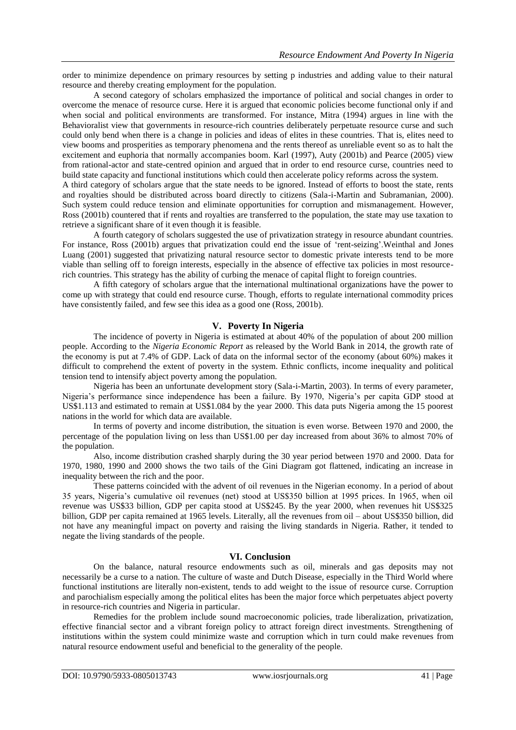order to minimize dependence on primary resources by setting p industries and adding value to their natural resource and thereby creating employment for the population.

A second category of scholars emphasized the importance of political and social changes in order to overcome the menace of resource curse. Here it is argued that economic policies become functional only if and when social and political environments are transformed. For instance, Mitra (1994) argues in line with the Behavioralist view that governments in resource-rich countries deliberately perpetuate resource curse and such could only bend when there is a change in policies and ideas of elites in these countries. That is, elites need to view booms and prosperities as temporary phenomena and the rents thereof as unreliable event so as to halt the excitement and euphoria that normally accompanies boom. Karl (1997), Auty (2001b) and Pearce (2005) view from rational-actor and state-centred opinion and argued that in order to end resource curse, countries need to build state capacity and functional institutions which could then accelerate policy reforms across the system.

A third category of scholars argue that the state needs to be ignored. Instead of efforts to boost the state, rents and royalties should be distributed across board directly to citizens (Sala-i-Martin and Subramanian, 2000). Such system could reduce tension and eliminate opportunities for corruption and mismanagement. However, Ross (2001b) countered that if rents and royalties are transferred to the population, the state may use taxation to retrieve a significant share of it even though it is feasible.

A fourth category of scholars suggested the use of privatization strategy in resource abundant countries. For instance, Ross (2001b) argues that privatization could end the issue of 'rent-seizing'.Weinthal and Jones Luang (2001) suggested that privatizing natural resource sector to domestic private interests tend to be more viable than selling off to foreign interests, especially in the absence of effective tax policies in most resource-rich countries. This strategy has the ability of curbing the menace of capital flight to foreign countries.

A fifth category of scholars argue that the international multinational organizations have the power to come up with strategy that could end resource curse. Though, efforts to regulate international commodity prices have consistently failed, and few see this idea as a good one (Ross, 2001b).

## V. Poverty In Nigeria

The incidence of poverty in Nigeria is estimated at about 40% of the population of about 200 million people. According to the *Nigeria Economic Report* as released by the World Bank in 2014, the growth rate of the economy is put at 7.4% of GDP. Lack of data on the informal sector of the economy (about 60%) makes it difficult to comprehend the extent of poverty in the system. Ethnic conflicts, income inequality and political tension tend to intensify abject poverty among the population.

Nigeria has been an unfortunate development story (Sala-i-Martin, 2003). In terms of every parameter, Nigeria's performance since independence has been a failure. By 1970, Nigeria's per capita GDP stood at US$1.113 and estimated to remain at US$1.084 by the year 2000. This data puts Nigeria among the 15 poorest nations in the world for which data are available.

In terms of poverty and income distribution, the situation is even worse. Between 1970 and 2000, the percentage of the population living on less than US$1.00 per day increased from about 36% to almost 70% of the population.

Also, income distribution crashed sharply during the 30 year period between 1970 and 2000. Data for 1970, 1980, 1990 and 2000 shows the two tails of the Gini Diagram got flattened, indicating an increase in inequality between the rich and the poor.

These patterns coincided with the advent of oil revenues in the Nigerian economy. In a period of about 35 years, Nigeria's cumulative oil revenues (net) stood at US$350 billion at 1995 prices. In 1965, when oil revenue was US$33 billion, GDP per capita stood at US$245. By the year 2000, when revenues hit US$325 billion, GDP per capita remained at 1965 levels. Literally, all the revenues from oil – about US$350 billion, did not have any meaningful impact on poverty and raising the living standards in Nigeria. Rather, it tended to negate the living standards of the people.

## VI. Conclusion

On the balance, natural resource endowments such as oil, minerals and gas deposits may not necessarily be a curse to a nation. The culture of waste and Dutch Disease, especially in the Third World where functional institutions are literally non-existent, tends to add weight to the issue of resource curse. Corruption and parochialism especially among the political elites has been the major force which perpetuates abject poverty in resource-rich countries and Nigeria in particular.

Remedies for the problem include sound macroeconomic policies, trade liberalization, privatization, effective financial sector and a vibrant foreign policy to attract foreign direct investments. Strengthening of institutions within the system could minimize waste and corruption which in turn could make revenues from natural resource endowment useful and beneficial to the generality of the people.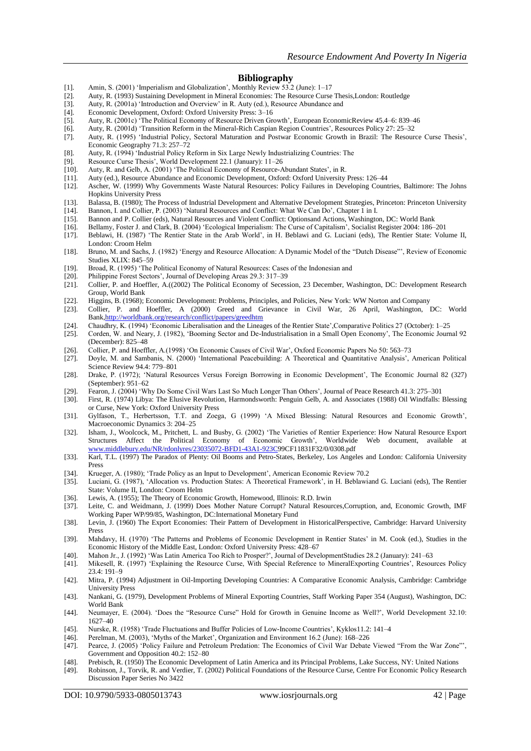## Bibliography

[1]. Amin, S. (2001) 'Imperialism and Globalization', Monthly Review 53.2 (June): 1–17

[2]. Auty, R. (1993) Sustaining Development in Mineral Economies: The Resource Curse Thesis,London: Routledge

[3]. Auty, R. (2001a) 'Introduction and Overview' in R. Auty (ed.), Resource Abundance and

[4]. Economic Development, Oxford: Oxford University Press: 3–16

[5]. Auty, R. (2001c) 'The Political Economy of Resource Driven Growth', European EconomicReview 45.4–6: 839–46

[6]. Auty, R. (2001d) 'Transition Reform in the Mineral-Rich Caspian Region Countries', Resources Policy 27: 25–32

[7]. Auty, R. (1995) 'Industrial Policy, Sectoral Maturation and Postwar Economic Growth in Brazil: The Resource Curse Thesis', Economic Geography 71.3: 257–72

[8]. Auty, R. (1994) 'Industrial Policy Reform in Six Large Newly Industrializing Countries: The

[9]. Resource Curse Thesis', World Development 22.1 (January): 11–26

[10]. Auty, R. and Gelb, A. (2001) 'The Political Economy of Resource-Abundant States', in R.

[11]. Auty (ed.), Resource Abundance and Economic Development, Oxford: Oxford University Press: 126–44

[12]. Ascher, W. (1999) Why Governments Waste Natural Resources: Policy Failures in Developing Countries, Baltimore: The Johns Hopkins University Press

[13]. Balassa, B. (1980); The Process of Industrial Development and Alternative Development Strategies, Princeton: Princeton University

[14]. Bannon, I. and Collier, P. (2003) 'Natural Resources and Conflict: What We Can Do', Chapter 1 in I.

[15]. Bannon and P. Collier (eds), Natural Resources and Violent Conflict: Optionsand Actions, Washington, DC: World Bank

[16]. Bellamy, Foster J. and Clark, B. (2004) 'Ecological Imperialism: The Curse of Capitalism', Socialist Register 2004: 186–201

[17]. Beblawi, H. (1987) 'The Rentier State in the Arab World', in H. Beblawi and G. Luciani (eds), The Rentier State: Volume II, London: Croom Helm

[18]. Bruno, M. and Sachs, J. (1982) 'Energy and Resource Allocation: A Dynamic Model of the "Dutch Disease"', Review of Economic Studies XLIX: 845–59

[19]. Broad, R. (1995) 'The Political Economy of Natural Resources: Cases of the Indonesian and

[20]. Philippine Forest Sectors', Journal of Developing Areas 29.3: 317–39

[21]. Collier, P. and Hoeffler, A.((2002) The Political Economy of Secession, 23 December, Washington, DC: Development Research Group, World Bank

[22]. Higgins, B. (1968); Economic Development: Problems, Principles, and Policies, New York: WW Norton and Company

[23]. Collier, P. and Hoeffler, A (2000) Greed and Grievance in Civil War, 26 April, Washington, DC: World Bank,http://worldbank.org/research/conflict/papers/greedhtm

[24]. Chaudhry, K. (1994) 'Economic Liberalisation and the Lineages of the Rentier State',Comparative Politics 27 (October): 1–25

[25]. Corden, W. and Neary, J. (1982), 'Booming Sector and De-Industrialisation in a Small Open Economy', The Economic Journal 92 (December): 825–48

[26]. Collier, P. and Hoeffler, A.(1998) 'On Economic Causes of Civil War', Oxford Economic Papers No 50: 563–73

[27]. Doyle, M. and Sambanis, N. (2000) 'International Peacebuilding: A Theoretical and Quantitative Analysis', American Political Science Review 94.4: 779–801

[28]. Drake, P. (1972); 'Natural Resources Versus Foreign Borrowing in Economic Development', The Economic Journal 82 (327) (September): 951–62

[29]. Fearon, J. (2004) 'Why Do Some Civil Wars Last So Much Longer Than Others', Journal of Peace Research 41.3: 275–301

[30]. First, R. (1974) Libya: The Elusive Revolution, Harmondsworth: Penguin Gelb, A. and Associates (1988) Oil Windfalls: Blessing or Curse, New York: Oxford University Press

[31]. Gylfason, T., Herbertsson, T.T. and Zoega, G (1999) 'A Mixed Blessing: Natural Resources and Economic Growth', Macroeconomic Dynamics 3: 204–25

[32]. Isham, J., Woolcock, M., Pritchett, L. and Busby, G. (2002) 'The Varieties of Rentier Experience: How Natural Resource Export Structures Affect the Political Economy of Economic Growth', Worldwide Web document, available at www.middlebury.edu/NR/rdonlyres/23035072-BFD1-43A1-923C99CF11831F32/0/0308.pdf

[33]. Karl, T.L. (1997) The Paradox of Plenty: Oil Booms and Petro-States, Berkeley, Los Angeles and London: California University Press

[34]. Krueger, A. (1980); 'Trade Policy as an Input to Development', American Economic Review 70.2

[35]. Luciani, G. (1987), 'Allocation vs. Production States: A Theoretical Framework', in H. Beblawiand G. Luciani (eds), The Rentier State: Volume II, London: Croom Helm

[36]. Lewis, A. (1955); The Theory of Economic Growth, Homewood, Illinois: R.D. Irwin

[37]. Leite, C. and Weidmann, J. (1999) Does Mother Nature Corrupt? Natural Resources,Corruption, and, Economic Growth, IMF Working Paper WP/99/85, Washington, DC:International Monetary Fund

[38]. Levin, J. (1960) The Export Economies: Their Pattern of Development in HistoricalPerspective, Cambridge: Harvard University Press

[39]. Mahdavy, H. (1970) 'The Patterns and Problems of Economic Development in Rentier States' in M. Cook (ed.), Studies in the Economic History of the Middle East, London: Oxford University Press: 428–67

[40]. Mahon Jr., J. (1992) 'Was Latin America Too Rich to Prosper?', Journal of DevelopmentStudies 28.2 (January): 241–63

[41]. Mikesell, R. (1997) 'Explaining the Resource Curse, With Special Reference to MineralExporting Countries', Resources Policy 23.4: 191–9

[42]. Mitra, P. (1994) Adjustment in Oil-Importing Developing Countries: A Comparative Economic Analysis, Cambridge: Cambridge University Press

[43]. Nankani, G. (1979), Development Problems of Mineral Exporting Countries, Staff Working Paper 354 (August), Washington, DC: World Bank

[44]. Neumayer, E. (2004). 'Does the "Resource Curse" Hold for Growth in Genuine Income as Well?', World Development 32.10: 1627–40

[45]. Nurske, R. (1958) 'Trade Fluctuations and Buffer Policies of Low-Income Countries', Kyklos11.2: 141–4

[46]. Perelman, M. (2003), 'Myths of the Market', Organization and Environment 16.2 (June): 168–226

[47]. Pearce, J. (2005) 'Policy Failure and Petroleum Predation: The Economics of Civil War Debate Viewed "From the War Zone"', Government and Opposition 40.2: 152–80

[48]. Prebisch, R. (1950) The Economic Development of Latin America and its Principal Problems, Lake Success, NY: United Nations

[49]. Robinson, J., Torvik, R. and Verdier, T. (2002) Political Foundations of the Resource Curse, Centre For Economic Policy Research Discussion Paper Series No 3422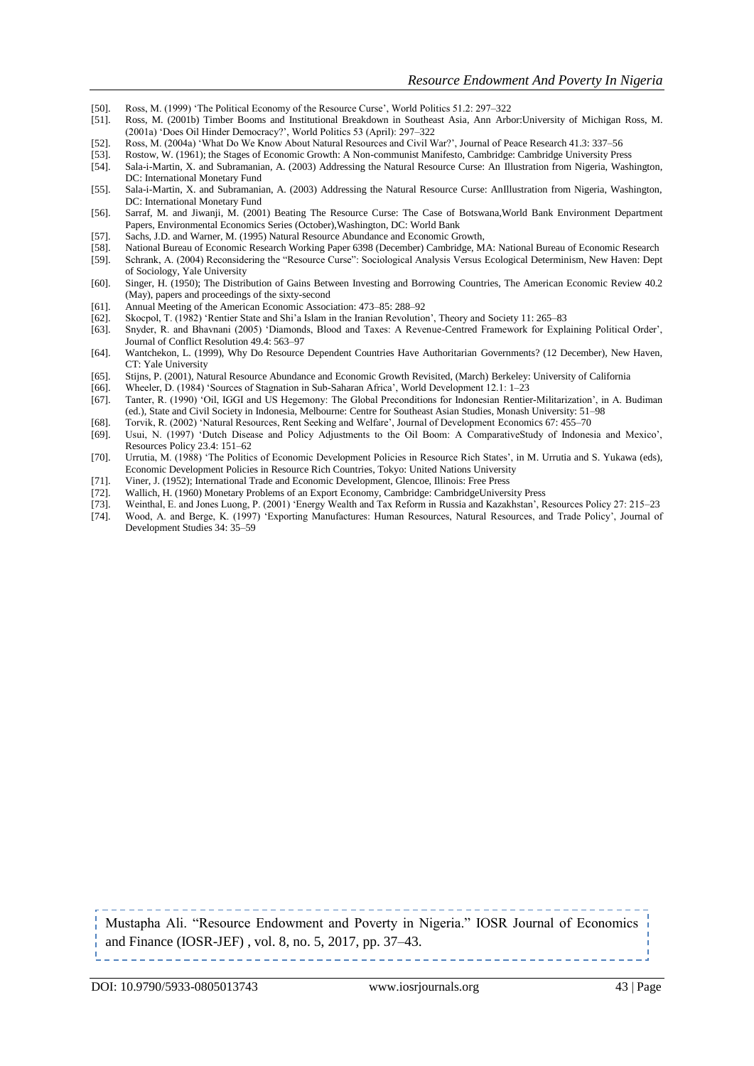[50]. Ross, M. (1999) 'The Political Economy of the Resource Curse', World Politics 51.2: 297–322

[51]. Ross, M. (2001b) Timber Booms and Institutional Breakdown in Southeast Asia, Ann Arbor:University of Michigan Ross, M. (2001a) 'Does Oil Hinder Democracy?', World Politics 53 (April): 297–322

[52]. Ross, M. (2004a) 'What Do We Know About Natural Resources and Civil War?', Journal of Peace Research 41.3: 337–56

[53]. Rostow, W. (1961); the Stages of Economic Growth: A Non-communist Manifesto, Cambridge: Cambridge University Press

[54]. Sala-i-Martin, X. and Subramanian, A. (2003) Addressing the Natural Resource Curse: An Illustration from Nigeria, Washington, DC: International Monetary Fund

[55]. Sala-i-Martin, X. and Subramanian, A. (2003) Addressing the Natural Resource Curse: AnIllustration from Nigeria, Washington, DC: International Monetary Fund

[56]. Sarraf, M. and Jiwanji, M. (2001) Beating The Resource Curse: The Case of Botswana,World Bank Environment Department Papers, Environmental Economics Series (October),Washington, DC: World Bank

[57]. Sachs, J.D. and Warner, M. (1995) Natural Resource Abundance and Economic Growth,

[58]. National Bureau of Economic Research Working Paper 6398 (December) Cambridge, MA: National Bureau of Economic Research

[59]. Schrank, A. (2004) Reconsidering the "Resource Curse": Sociological Analysis Versus Ecological Determinism, New Haven: Dept of Sociology, Yale University

[60]. Singer, H. (1950); The Distribution of Gains Between Investing and Borrowing Countries, The American Economic Review 40.2 (May), papers and proceedings of the sixty-second

[61]. Annual Meeting of the American Economic Association: 473–85: 288–92

[62]. Skocpol, T. (1982) 'Rentier State and Shi'a Islam in the Iranian Revolution', Theory and Society 11: 265–83

[63]. Snyder, R. and Bhavnani (2005) 'Diamonds, Blood and Taxes: A Revenue-Centred Framework for Explaining Political Order', Journal of Conflict Resolution 49.4: 563–97

[64]. Wantchekon, L. (1999), Why Do Resource Dependent Countries Have Authoritarian Governments? (12 December), New Haven, CT: Yale University

[65]. Stijns, P. (2001), Natural Resource Abundance and Economic Growth Revisited, (March) Berkeley: University of California

[66]. Wheeler, D. (1984) 'Sources of Stagnation in Sub-Saharan Africa', World Development 12.1: 1–23

[67]. Tanter, R. (1990) 'Oil, IGGI and US Hegemony: The Global Preconditions for Indonesian Rentier-Militarization', in A. Budiman (ed.), State and Civil Society in Indonesia, Melbourne: Centre for Southeast Asian Studies, Monash University: 51–98

[68]. Torvik, R. (2002) 'Natural Resources, Rent Seeking and Welfare', Journal of Development Economics 67: 455–70

[69]. Usui, N. (1997) 'Dutch Disease and Policy Adjustments to the Oil Boom: A ComparativeStudy of Indonesia and Mexico', Resources Policy 23.4: 151–62

[70]. Urrutia, M. (1988) 'The Politics of Economic Development Policies in Resource Rich States', in M. Urrutia and S. Yukawa (eds), Economic Development Policies in Resource Rich Countries, Tokyo: United Nations University

[71]. Viner, J. (1952); International Trade and Economic Development, Glencoe, Illinois: Free Press

[72]. Wallich, H. (1960) Monetary Problems of an Export Economy, Cambridge: CambridgeUniversity Press

[73]. Weinthal, E. and Jones Luong, P. (2001) 'Energy Wealth and Tax Reform in Russia and Kazakhstan', Resources Policy 27: 215–23

[74]. Wood, A. and Berge, K. (1997) 'Exporting Manufactures: Human Resources, Natural Resources, and Trade Policy', Journal of Development Studies 34: 35–59

Mustapha Ali. "Resource Endowment and Poverty in Nigeria." IOSR Journal of Economics and Finance (IOSR-JEF) , vol. 8, no. 5, 2017, pp. 37–43.